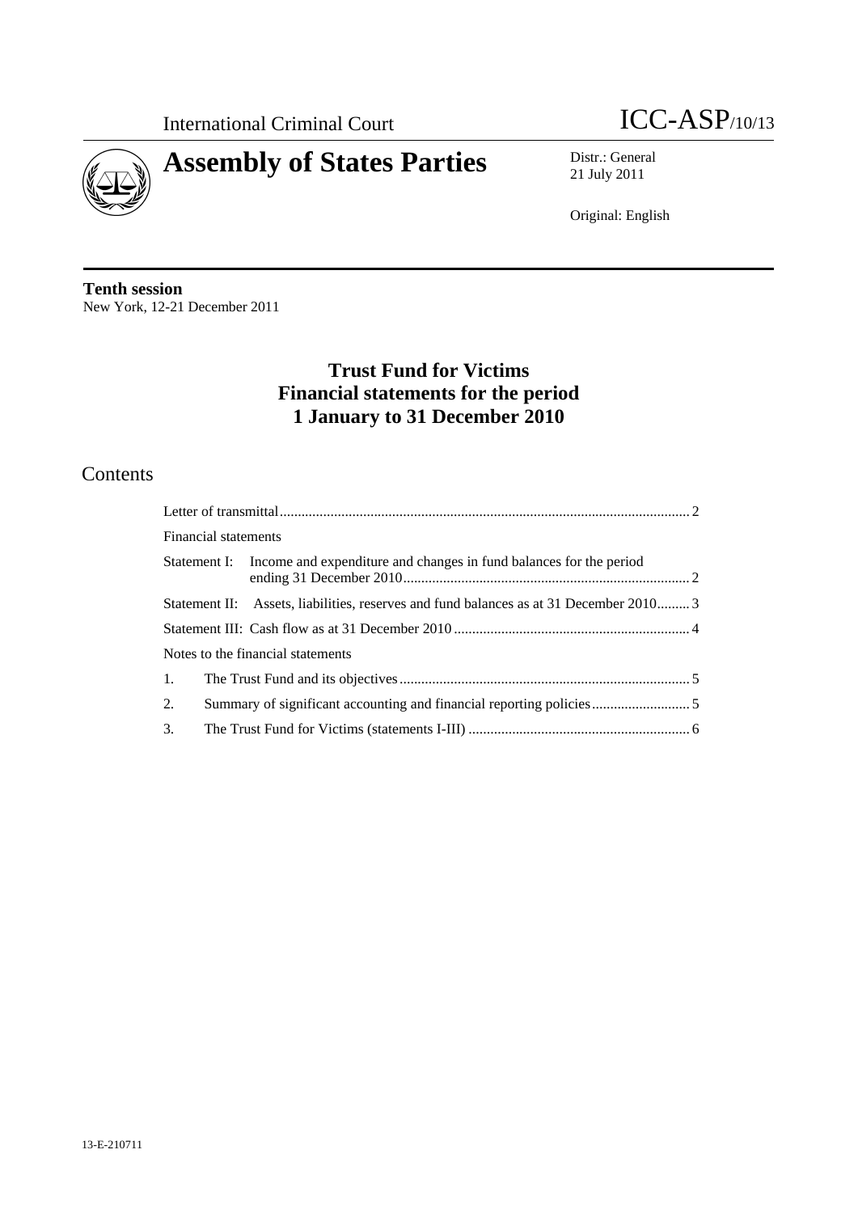International Criminal Court

ICC-ASP/10/13

# Assembly of States Parties

Distr.: General
21 July 2011

Original: English

**Tenth session**
New York, 12-21 December 2011

## Trust Fund for Victims Financial statements for the period 1 January to 31 December 2010

## Contents

| | Page |
|---|---|
| Letter of transmittal | 2 |
| Financial statements | |
| Statement I: Income and expenditure and changes in fund balances for the period ending 31 December 2010 | 2 |
| Statement II: Assets, liabilities, reserves and fund balances as at 31 December 2010 | 3 |
| Statement III: Cash flow as at 31 December 2010 | 4 |
| Notes to the financial statements | |
| 1. The Trust Fund and its objectives | 5 |
| 2. Summary of significant accounting and financial reporting policies | 5 |
| 3. The Trust Fund for Victims (statements I-III) | 6 |

13-E-210711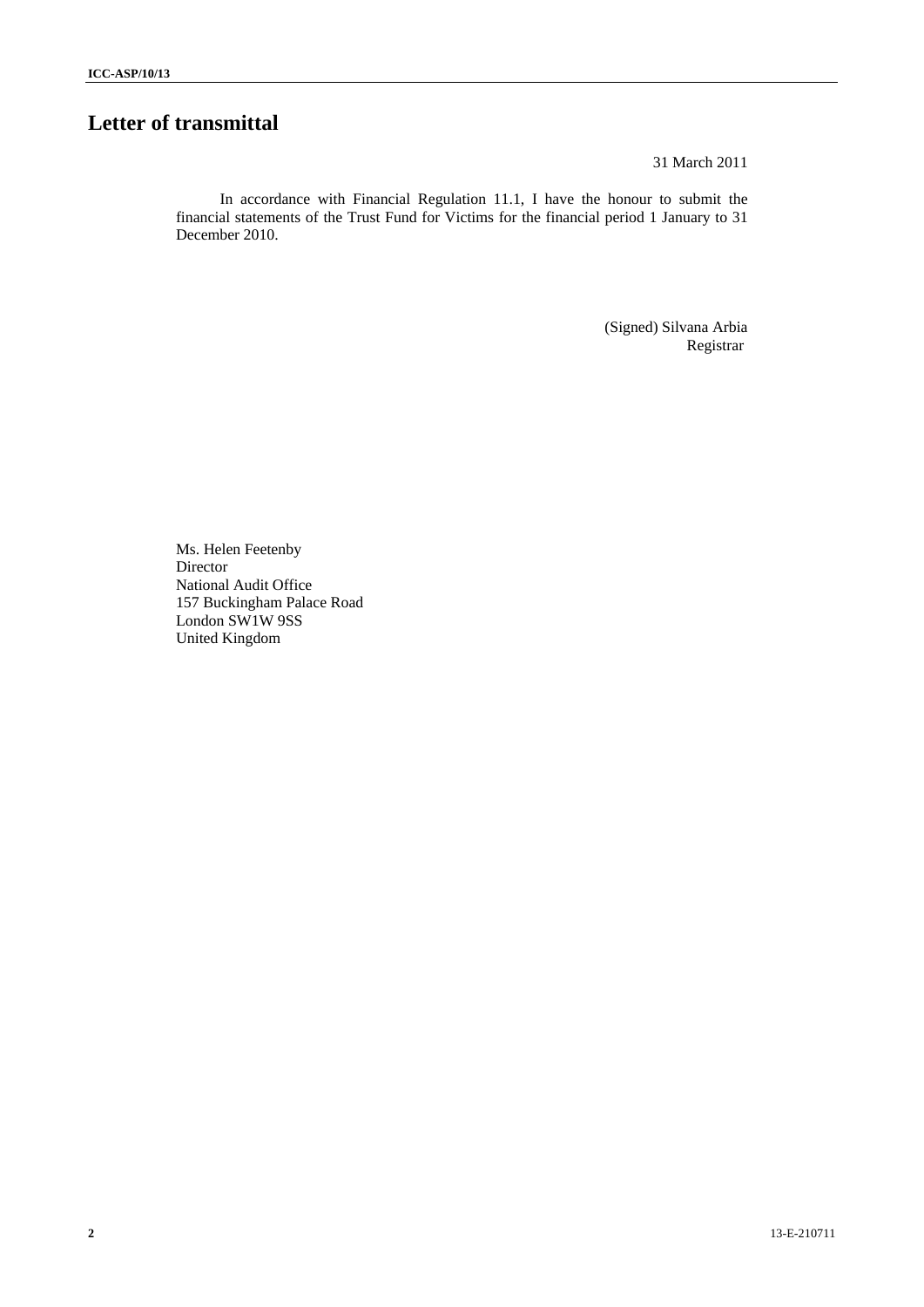# Letter of transmittal

31 March 2011

In accordance with Financial Regulation 11.1, I have the honour to submit the financial statements of the Trust Fund for Victims for the financial period 1 January to 31 December 2010.

(Signed) Silvana Arbia
Registrar

Ms. Helen Feetenby
Director
National Audit Office
157 Buckingham Palace Road
London SW1W 9SS
United Kingdom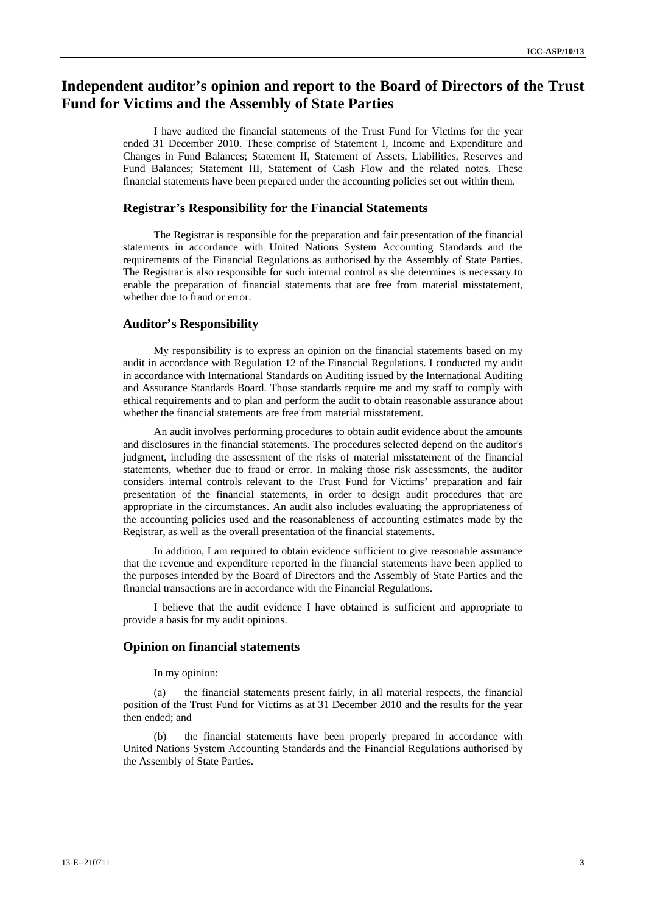# Independent auditor's opinion and report to the Board of Directors of the Trust Fund for Victims and the Assembly of State Parties

I have audited the financial statements of the Trust Fund for Victims for the year ended 31 December 2010. These comprise of Statement I, Income and Expenditure and Changes in Fund Balances; Statement II, Statement of Assets, Liabilities, Reserves and Fund Balances; Statement III, Statement of Cash Flow and the related notes. These financial statements have been prepared under the accounting policies set out within them.

## Registrar's Responsibility for the Financial Statements

The Registrar is responsible for the preparation and fair presentation of the financial statements in accordance with United Nations System Accounting Standards and the requirements of the Financial Regulations as authorised by the Assembly of State Parties. The Registrar is also responsible for such internal control as she determines is necessary to enable the preparation of financial statements that are free from material misstatement, whether due to fraud or error.

## Auditor's Responsibility

My responsibility is to express an opinion on the financial statements based on my audit in accordance with Regulation 12 of the Financial Regulations. I conducted my audit in accordance with International Standards on Auditing issued by the International Auditing and Assurance Standards Board. Those standards require me and my staff to comply with ethical requirements and to plan and perform the audit to obtain reasonable assurance about whether the financial statements are free from material misstatement.

An audit involves performing procedures to obtain audit evidence about the amounts and disclosures in the financial statements. The procedures selected depend on the auditor's judgment, including the assessment of the risks of material misstatement of the financial statements, whether due to fraud or error. In making those risk assessments, the auditor considers internal controls relevant to the Trust Fund for Victims' preparation and fair presentation of the financial statements, in order to design audit procedures that are appropriate in the circumstances. An audit also includes evaluating the appropriateness of the accounting policies used and the reasonableness of accounting estimates made by the Registrar, as well as the overall presentation of the financial statements.

In addition, I am required to obtain evidence sufficient to give reasonable assurance that the revenue and expenditure reported in the financial statements have been applied to the purposes intended by the Board of Directors and the Assembly of State Parties and the financial transactions are in accordance with the Financial Regulations.

I believe that the audit evidence I have obtained is sufficient and appropriate to provide a basis for my audit opinions.

## Opinion on financial statements

In my opinion:

(a) the financial statements present fairly, in all material respects, the financial position of the Trust Fund for Victims as at 31 December 2010 and the results for the year then ended; and

(b) the financial statements have been properly prepared in accordance with United Nations System Accounting Standards and the Financial Regulations authorised by the Assembly of State Parties.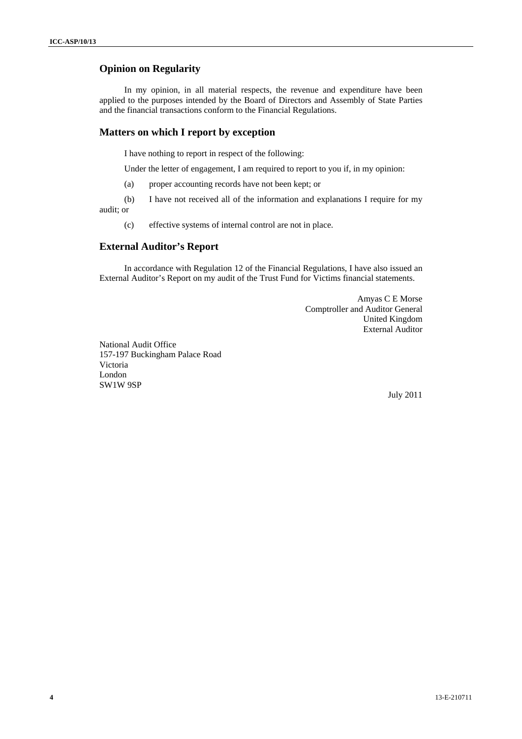## Opinion on Regularity

In my opinion, in all material respects, the revenue and expenditure have been applied to the purposes intended by the Board of Directors and Assembly of State Parties and the financial transactions conform to the Financial Regulations.

## Matters on which I report by exception

I have nothing to report in respect of the following:

Under the letter of engagement, I am required to report to you if, in my opinion:

(a) proper accounting records have not been kept; or

(b) I have not received all of the information and explanations I require for my audit; or

(c) effective systems of internal control are not in place.

## External Auditor's Report

In accordance with Regulation 12 of the Financial Regulations, I have also issued an External Auditor's Report on my audit of the Trust Fund for Victims financial statements.

Amyas C E Morse
Comptroller and Auditor General
United Kingdom
External Auditor

National Audit Office
157-197 Buckingham Palace Road
Victoria
London
SW1W 9SP

July 2011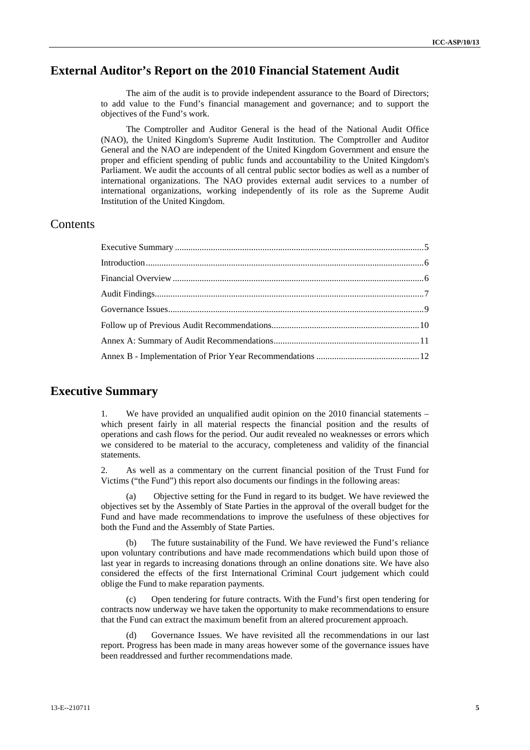# External Auditor's Report on the 2010 Financial Statement Audit

The aim of the audit is to provide independent assurance to the Board of Directors; to add value to the Fund's financial management and governance; and to support the objectives of the Fund's work.

The Comptroller and Auditor General is the head of the National Audit Office (NAO), the United Kingdom's Supreme Audit Institution. The Comptroller and Auditor General and the NAO are independent of the United Kingdom Government and ensure the proper and efficient spending of public funds and accountability to the United Kingdom's Parliament. We audit the accounts of all central public sector bodies as well as a number of international organizations. The NAO provides external audit services to a number of international organizations, working independently of its role as the Supreme Audit Institution of the United Kingdom.

## Contents

Executive Summary ..... 5

Introduction ..... 6

Financial Overview ..... 6

Audit Findings ..... 7

Governance Issues ..... 9

Follow up of Previous Audit Recommendations ..... 10

Annex A: Summary of Audit Recommendations ..... 11

Annex B - Implementation of Prior Year Recommendations ..... 12

# Executive Summary

1. We have provided an unqualified audit opinion on the 2010 financial statements – which present fairly in all material respects the financial position and the results of operations and cash flows for the period. Our audit revealed no weaknesses or errors which we considered to be material to the accuracy, completeness and validity of the financial statements.

2. As well as a commentary on the current financial position of the Trust Fund for Victims ("the Fund") this report also documents our findings in the following areas:

(a) Objective setting for the Fund in regard to its budget. We have reviewed the objectives set by the Assembly of State Parties in the approval of the overall budget for the Fund and have made recommendations to improve the usefulness of these objectives for both the Fund and the Assembly of State Parties.

(b) The future sustainability of the Fund. We have reviewed the Fund's reliance upon voluntary contributions and have made recommendations which build upon those of last year in regards to increasing donations through an online donations site. We have also considered the effects of the first International Criminal Court judgement which could oblige the Fund to make reparation payments.

(c) Open tendering for future contracts. With the Fund's first open tendering for contracts now underway we have taken the opportunity to make recommendations to ensure that the Fund can extract the maximum benefit from an altered procurement approach.

(d) Governance Issues. We have revisited all the recommendations in our last report. Progress has been made in many areas however some of the governance issues have been readdressed and further recommendations made.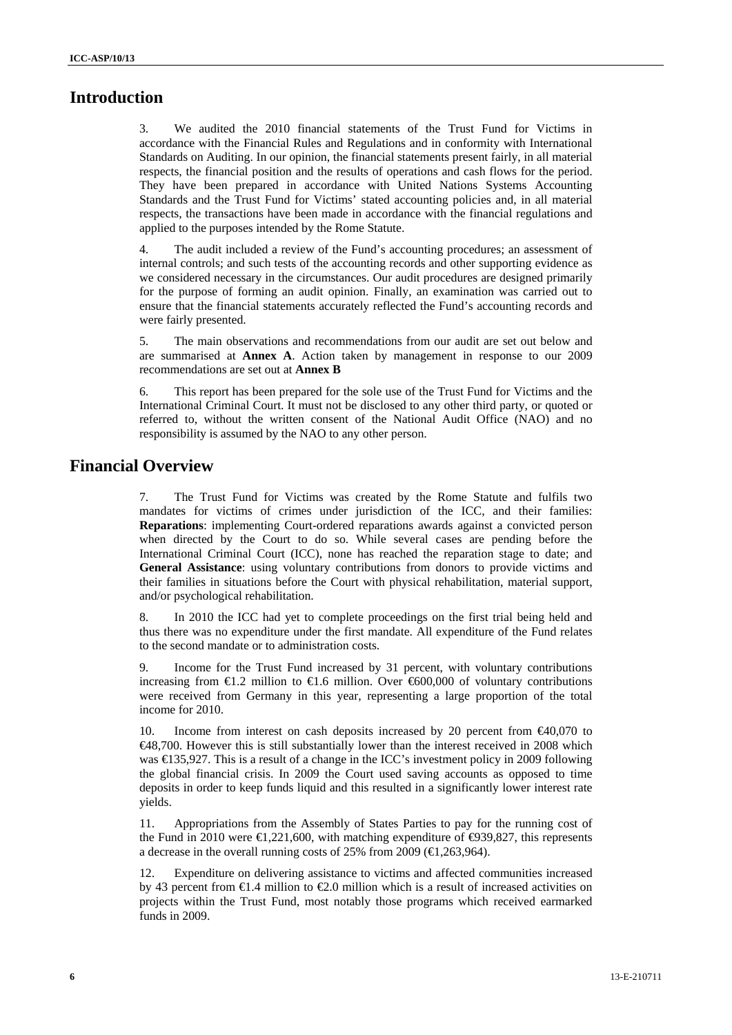# Introduction

3. We audited the 2010 financial statements of the Trust Fund for Victims in accordance with the Financial Rules and Regulations and in conformity with International Standards on Auditing. In our opinion, the financial statements present fairly, in all material respects, the financial position and the results of operations and cash flows for the period. They have been prepared in accordance with United Nations Systems Accounting Standards and the Trust Fund for Victims' stated accounting policies and, in all material respects, the transactions have been made in accordance with the financial regulations and applied to the purposes intended by the Rome Statute.

4. The audit included a review of the Fund's accounting procedures; an assessment of internal controls; and such tests of the accounting records and other supporting evidence as we considered necessary in the circumstances. Our audit procedures are designed primarily for the purpose of forming an audit opinion. Finally, an examination was carried out to ensure that the financial statements accurately reflected the Fund's accounting records and were fairly presented.

5. The main observations and recommendations from our audit are set out below and are summarised at **Annex A**. Action taken by management in response to our 2009 recommendations are set out at **Annex B**

6. This report has been prepared for the sole use of the Trust Fund for Victims and the International Criminal Court. It must not be disclosed to any other third party, or quoted or referred to, without the written consent of the National Audit Office (NAO) and no responsibility is assumed by the NAO to any other person.

# Financial Overview

7. The Trust Fund for Victims was created by the Rome Statute and fulfils two mandates for victims of crimes under jurisdiction of the ICC, and their families: **Reparations**: implementing Court-ordered reparations awards against a convicted person when directed by the Court to do so. While several cases are pending before the International Criminal Court (ICC), none has reached the reparation stage to date; and **General Assistance**: using voluntary contributions from donors to provide victims and their families in situations before the Court with physical rehabilitation, material support, and/or psychological rehabilitation.

8. In 2010 the ICC had yet to complete proceedings on the first trial being held and thus there was no expenditure under the first mandate. All expenditure of the Fund relates to the second mandate or to administration costs.

9. Income for the Trust Fund increased by 31 percent, with voluntary contributions increasing from €1.2 million to €1.6 million. Over €600,000 of voluntary contributions were received from Germany in this year, representing a large proportion of the total income for 2010.

10. Income from interest on cash deposits increased by 20 percent from €40,070 to €48,700. However this is still substantially lower than the interest received in 2008 which was €135,927. This is a result of a change in the ICC's investment policy in 2009 following the global financial crisis. In 2009 the Court used saving accounts as opposed to time deposits in order to keep funds liquid and this resulted in a significantly lower interest rate yields.

11. Appropriations from the Assembly of States Parties to pay for the running cost of the Fund in 2010 were €1,221,600, with matching expenditure of €939,827, this represents a decrease in the overall running costs of 25% from 2009 (€1,263,964).

12. Expenditure on delivering assistance to victims and affected communities increased by 43 percent from €1.4 million to €2.0 million which is a result of increased activities on projects within the Trust Fund, most notably those programs which received earmarked funds in 2009.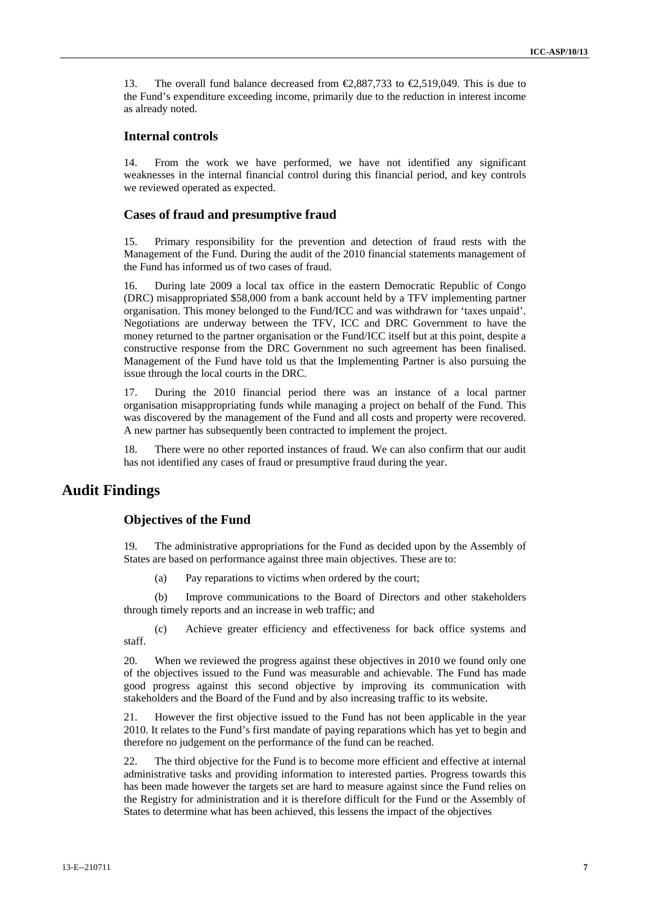13. The overall fund balance decreased from €2,887,733 to €2,519,049. This is due to the Fund's expenditure exceeding income, primarily due to the reduction in interest income as already noted.

### Internal controls

14. From the work we have performed, we have not identified any significant weaknesses in the internal financial control during this financial period, and key controls we reviewed operated as expected.

### Cases of fraud and presumptive fraud

15. Primary responsibility for the prevention and detection of fraud rests with the Management of the Fund. During the audit of the 2010 financial statements management of the Fund has informed us of two cases of fraud.

16. During late 2009 a local tax office in the eastern Democratic Republic of Congo (DRC) misappropriated $58,000 from a bank account held by a TFV implementing partner organisation. This money belonged to the Fund/ICC and was withdrawn for 'taxes unpaid'. Negotiations are underway between the TFV, ICC and DRC Government to have the money returned to the partner organisation or the Fund/ICC itself but at this point, despite a constructive response from the DRC Government no such agreement has been finalised. Management of the Fund have told us that the Implementing Partner is also pursuing the issue through the local courts in the DRC.

17. During the 2010 financial period there was an instance of a local partner organisation misappropriating funds while managing a project on behalf of the Fund. This was discovered by the management of the Fund and all costs and property were recovered. A new partner has subsequently been contracted to implement the project.

18. There were no other reported instances of fraud. We can also confirm that our audit has not identified any cases of fraud or presumptive fraud during the year.

## Audit Findings

### Objectives of the Fund

19. The administrative appropriations for the Fund as decided upon by the Assembly of States are based on performance against three main objectives. These are to:

(a) Pay reparations to victims when ordered by the court;

(b) Improve communications to the Board of Directors and other stakeholders through timely reports and an increase in web traffic; and

(c) Achieve greater efficiency and effectiveness for back office systems and staff.

20. When we reviewed the progress against these objectives in 2010 we found only one of the objectives issued to the Fund was measurable and achievable. The Fund has made good progress against this second objective by improving its communication with stakeholders and the Board of the Fund and by also increasing traffic to its website.

21. However the first objective issued to the Fund has not been applicable in the year 2010. It relates to the Fund's first mandate of paying reparations which has yet to begin and therefore no judgement on the performance of the fund can be reached.

22. The third objective for the Fund is to become more efficient and effective at internal administrative tasks and providing information to interested parties. Progress towards this has been made however the targets set are hard to measure against since the Fund relies on the Registry for administration and it is therefore difficult for the Fund or the Assembly of States to determine what has been achieved, this lessens the impact of the objectives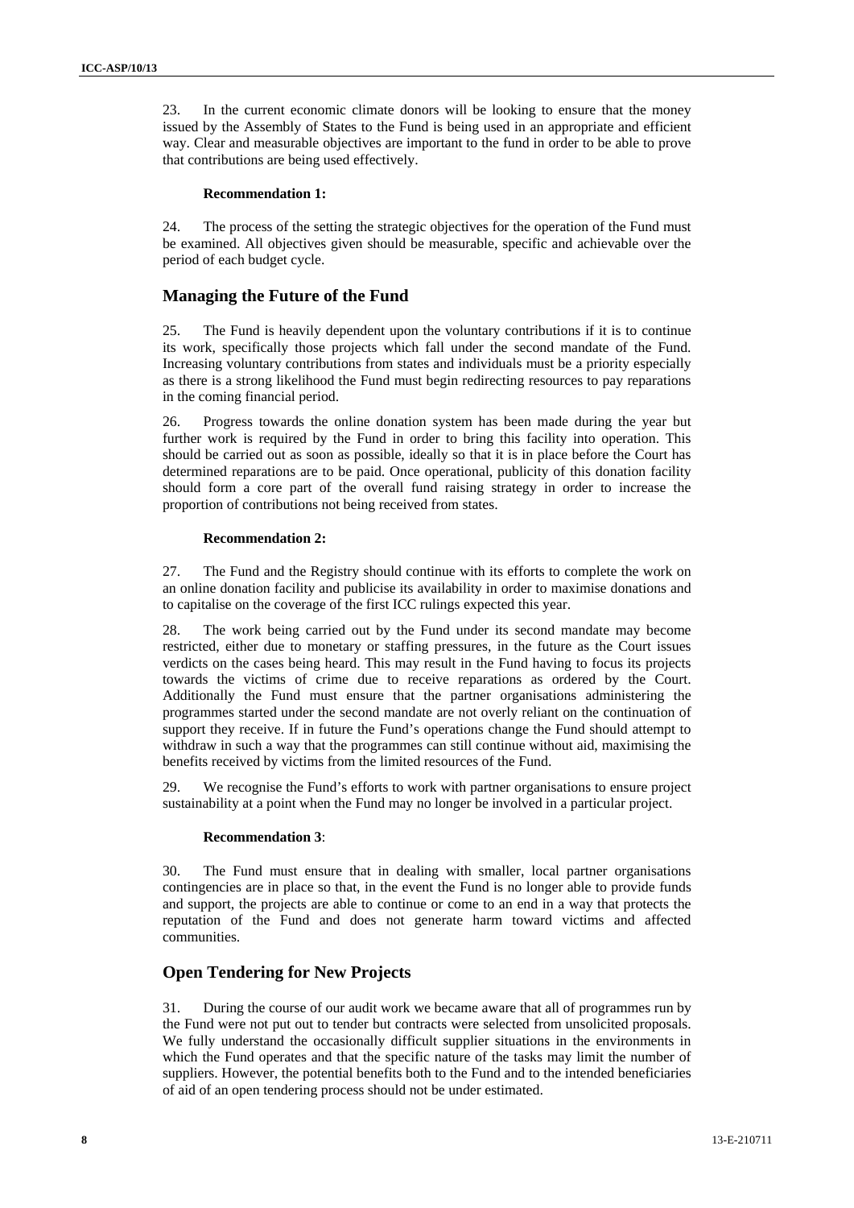23. In the current economic climate donors will be looking to ensure that the money issued by the Assembly of States to the Fund is being used in an appropriate and efficient way. Clear and measurable objectives are important to the fund in order to be able to prove that contributions are being used effectively.

**Recommendation 1:**

24. The process of the setting the strategic objectives for the operation of the Fund must be examined. All objectives given should be measurable, specific and achievable over the period of each budget cycle.

## Managing the Future of the Fund

25. The Fund is heavily dependent upon the voluntary contributions if it is to continue its work, specifically those projects which fall under the second mandate of the Fund. Increasing voluntary contributions from states and individuals must be a priority especially as there is a strong likelihood the Fund must begin redirecting resources to pay reparations in the coming financial period.

26. Progress towards the online donation system has been made during the year but further work is required by the Fund in order to bring this facility into operation. This should be carried out as soon as possible, ideally so that it is in place before the Court has determined reparations are to be paid. Once operational, publicity of this donation facility should form a core part of the overall fund raising strategy in order to increase the proportion of contributions not being received from states.

**Recommendation 2:**

27. The Fund and the Registry should continue with its efforts to complete the work on an online donation facility and publicise its availability in order to maximise donations and to capitalise on the coverage of the first ICC rulings expected this year.

28. The work being carried out by the Fund under its second mandate may become restricted, either due to monetary or staffing pressures, in the future as the Court issues verdicts on the cases being heard. This may result in the Fund having to focus its projects towards the victims of crime due to receive reparations as ordered by the Court. Additionally the Fund must ensure that the partner organisations administering the programmes started under the second mandate are not overly reliant on the continuation of support they receive. If in future the Fund's operations change the Fund should attempt to withdraw in such a way that the programmes can still continue without aid, maximising the benefits received by victims from the limited resources of the Fund.

29. We recognise the Fund's efforts to work with partner organisations to ensure project sustainability at a point when the Fund may no longer be involved in a particular project.

**Recommendation 3**:

30. The Fund must ensure that in dealing with smaller, local partner organisations contingencies are in place so that, in the event the Fund is no longer able to provide funds and support, the projects are able to continue or come to an end in a way that protects the reputation of the Fund and does not generate harm toward victims and affected communities.

## Open Tendering for New Projects

31. During the course of our audit work we became aware that all of programmes run by the Fund were not put out to tender but contracts were selected from unsolicited proposals. We fully understand the occasionally difficult supplier situations in the environments in which the Fund operates and that the specific nature of the tasks may limit the number of suppliers. However, the potential benefits both to the Fund and to the intended beneficiaries of aid of an open tendering process should not be under estimated.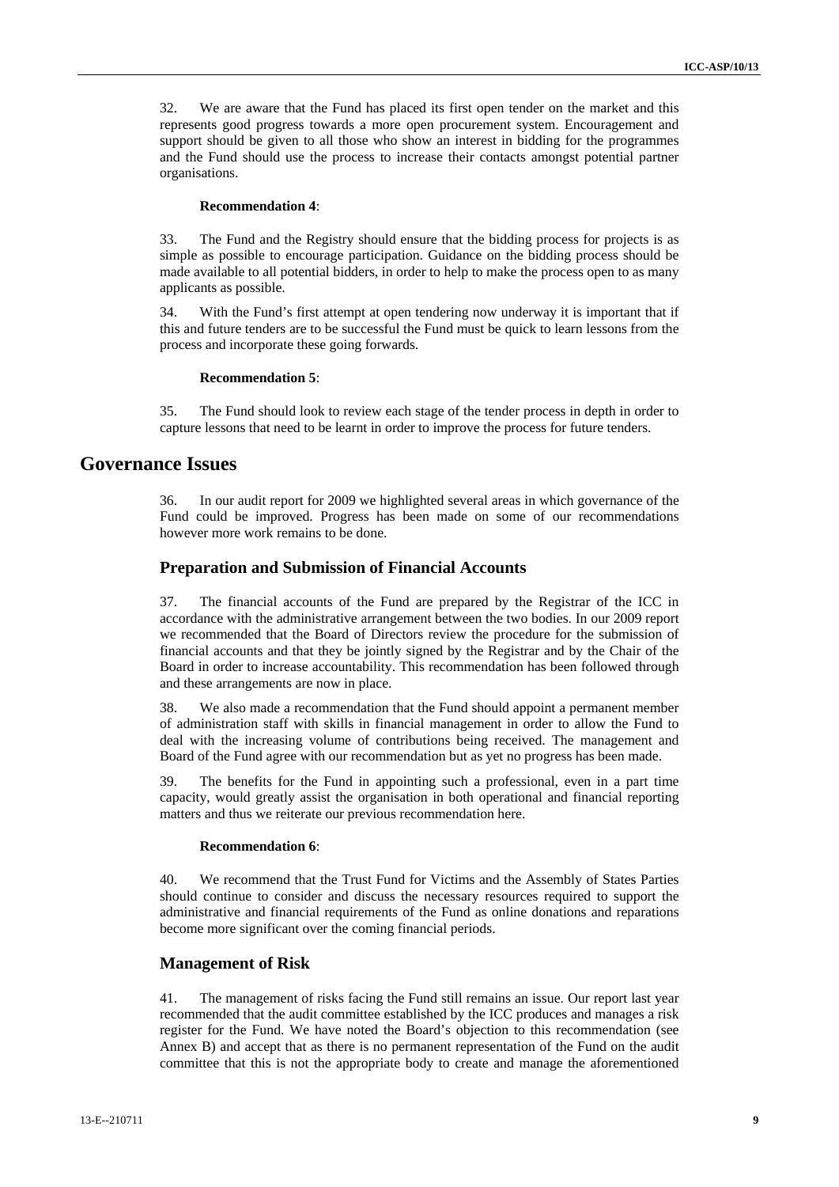32. We are aware that the Fund has placed its first open tender on the market and this represents good progress towards a more open procurement system. Encouragement and support should be given to all those who show an interest in bidding for the programmes and the Fund should use the process to increase their contacts amongst potential partner organisations.

**Recommendation 4**:

33. The Fund and the Registry should ensure that the bidding process for projects is as simple as possible to encourage participation. Guidance on the bidding process should be made available to all potential bidders, in order to help to make the process open to as many applicants as possible.

34. With the Fund's first attempt at open tendering now underway it is important that if this and future tenders are to be successful the Fund must be quick to learn lessons from the process and incorporate these going forwards.

**Recommendation 5**:

35. The Fund should look to review each stage of the tender process in depth in order to capture lessons that need to be learnt in order to improve the process for future tenders.

# Governance Issues

36. In our audit report for 2009 we highlighted several areas in which governance of the Fund could be improved. Progress has been made on some of our recommendations however more work remains to be done.

## Preparation and Submission of Financial Accounts

37. The financial accounts of the Fund are prepared by the Registrar of the ICC in accordance with the administrative arrangement between the two bodies. In our 2009 report we recommended that the Board of Directors review the procedure for the submission of financial accounts and that they be jointly signed by the Registrar and by the Chair of the Board in order to increase accountability. This recommendation has been followed through and these arrangements are now in place.

38. We also made a recommendation that the Fund should appoint a permanent member of administration staff with skills in financial management in order to allow the Fund to deal with the increasing volume of contributions being received. The management and Board of the Fund agree with our recommendation but as yet no progress has been made.

39. The benefits for the Fund in appointing such a professional, even in a part time capacity, would greatly assist the organisation in both operational and financial reporting matters and thus we reiterate our previous recommendation here.

**Recommendation 6**:

40. We recommend that the Trust Fund for Victims and the Assembly of States Parties should continue to consider and discuss the necessary resources required to support the administrative and financial requirements of the Fund as online donations and reparations become more significant over the coming financial periods.

## Management of Risk

41. The management of risks facing the Fund still remains an issue. Our report last year recommended that the audit committee established by the ICC produces and manages a risk register for the Fund. We have noted the Board's objection to this recommendation (see Annex B) and accept that as there is no permanent representation of the Fund on the audit committee that this is not the appropriate body to create and manage the aforementioned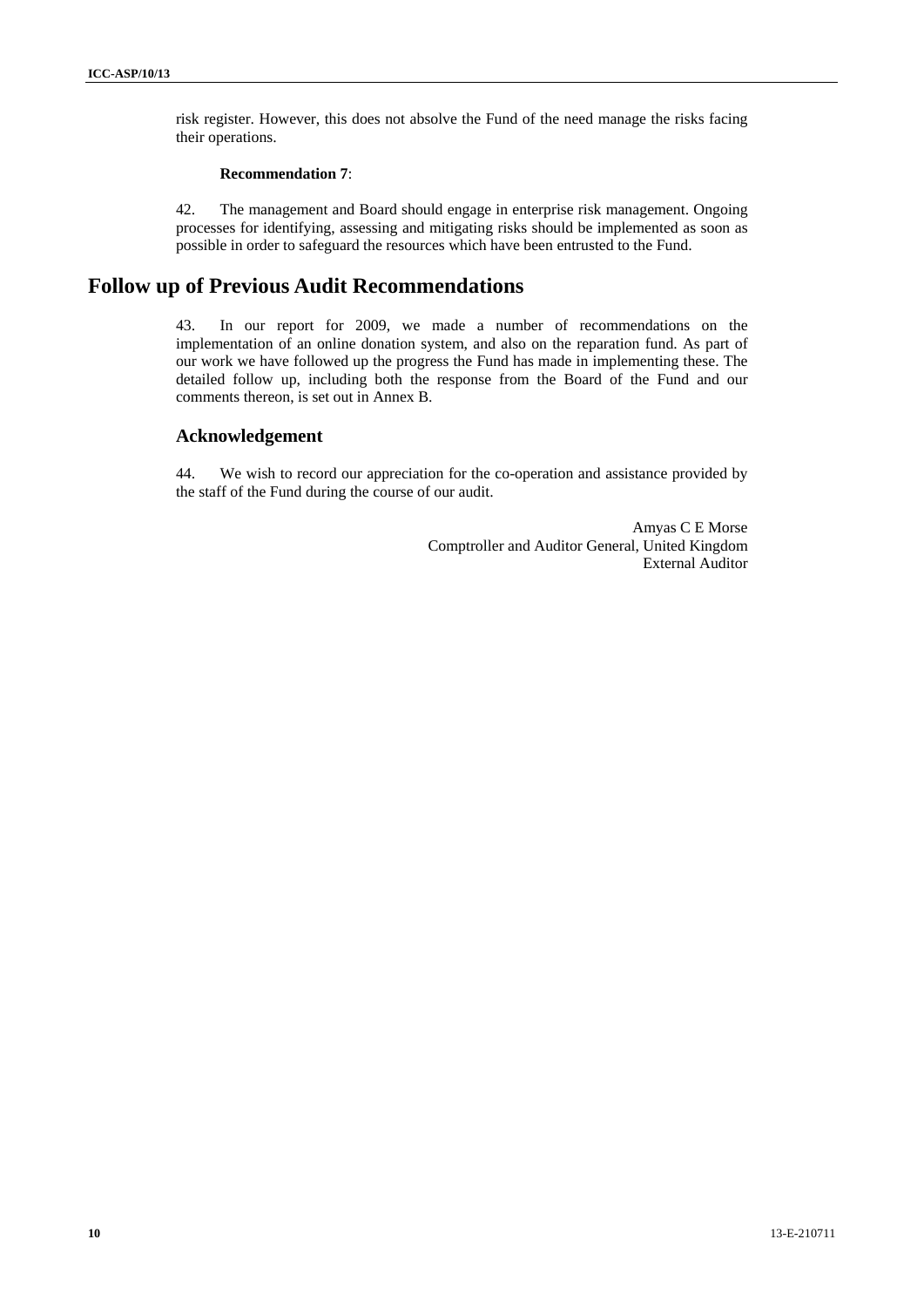risk register. However, this does not absolve the Fund of the need manage the risks facing their operations.

**Recommendation 7**:

42. The management and Board should engage in enterprise risk management. Ongoing processes for identifying, assessing and mitigating risks should be implemented as soon as possible in order to safeguard the resources which have been entrusted to the Fund.

# Follow up of Previous Audit Recommendations

43. In our report for 2009, we made a number of recommendations on the implementation of an online donation system, and also on the reparation fund. As part of our work we have followed up the progress the Fund has made in implementing these. The detailed follow up, including both the response from the Board of the Fund and our comments thereon, is set out in Annex B.

## Acknowledgement

44. We wish to record our appreciation for the co-operation and assistance provided by the staff of the Fund during the course of our audit.

Amyas C E Morse
Comptroller and Auditor General, United Kingdom
External Auditor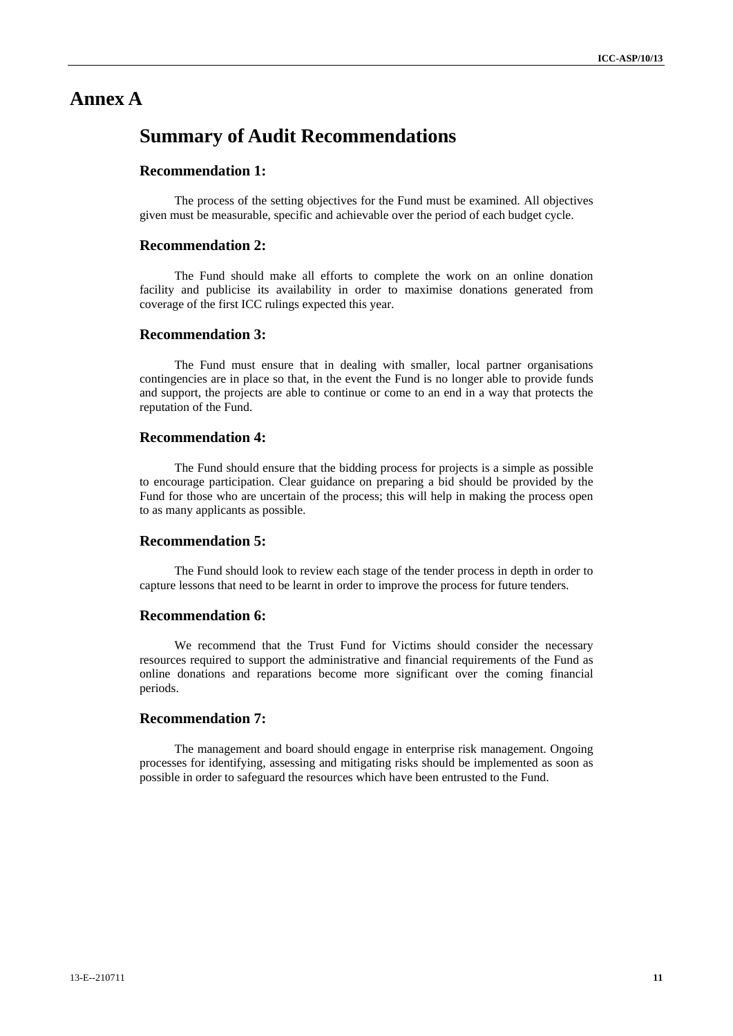# Annex A

## Summary of Audit Recommendations

### Recommendation 1:

The process of the setting objectives for the Fund must be examined. All objectives given must be measurable, specific and achievable over the period of each budget cycle.

### Recommendation 2:

The Fund should make all efforts to complete the work on an online donation facility and publicise its availability in order to maximise donations generated from coverage of the first ICC rulings expected this year.

### Recommendation 3:

The Fund must ensure that in dealing with smaller, local partner organisations contingencies are in place so that, in the event the Fund is no longer able to provide funds and support, the projects are able to continue or come to an end in a way that protects the reputation of the Fund.

### Recommendation 4:

The Fund should ensure that the bidding process for projects is a simple as possible to encourage participation. Clear guidance on preparing a bid should be provided by the Fund for those who are uncertain of the process; this will help in making the process open to as many applicants as possible.

### Recommendation 5:

The Fund should look to review each stage of the tender process in depth in order to capture lessons that need to be learnt in order to improve the process for future tenders.

### Recommendation 6:

We recommend that the Trust Fund for Victims should consider the necessary resources required to support the administrative and financial requirements of the Fund as online donations and reparations become more significant over the coming financial periods.

### Recommendation 7:

The management and board should engage in enterprise risk management. Ongoing processes for identifying, assessing and mitigating risks should be implemented as soon as possible in order to safeguard the resources which have been entrusted to the Fund.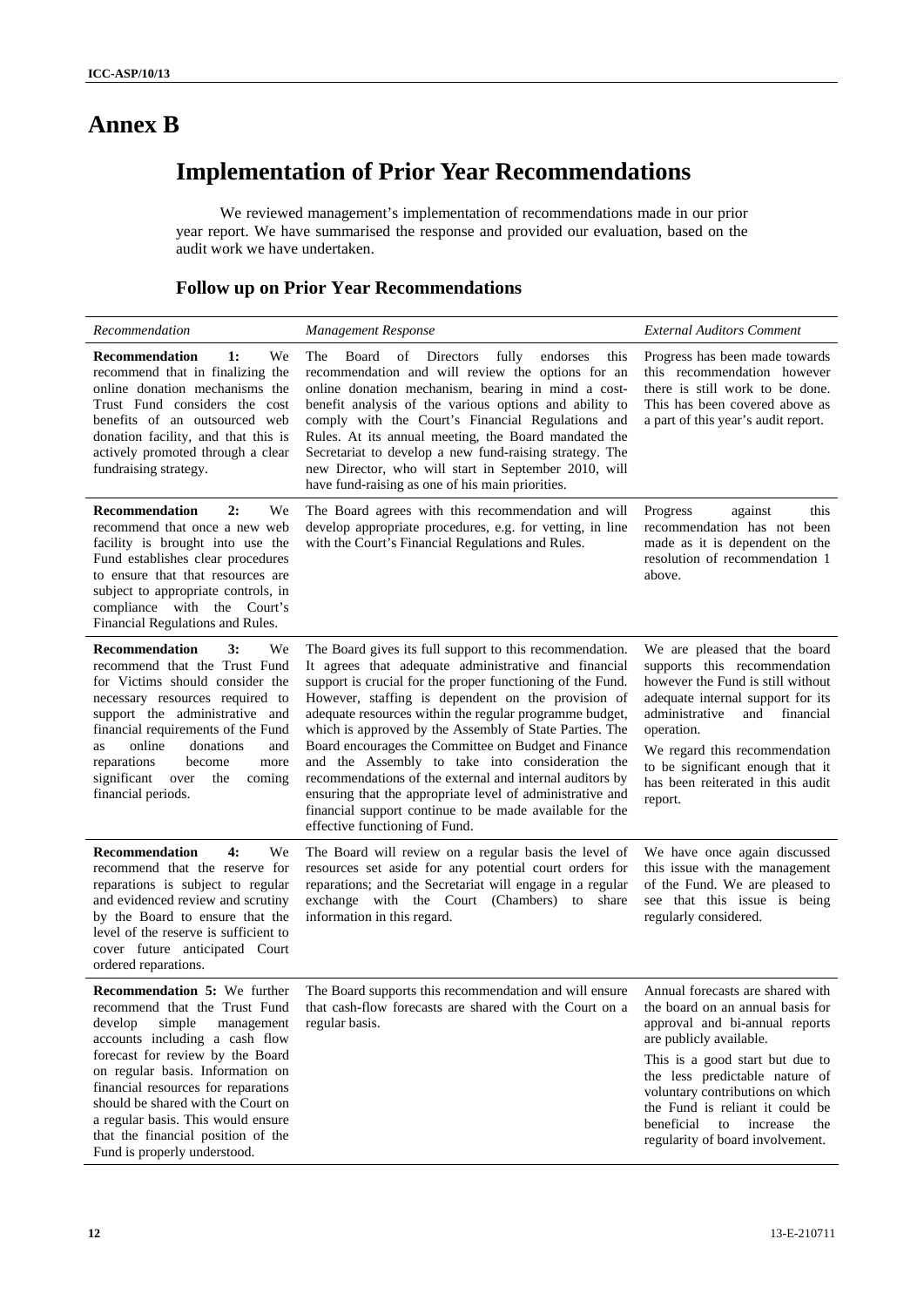# Annex B

## Implementation of Prior Year Recommendations

We reviewed management's implementation of recommendations made in our prior year report. We have summarised the response and provided our evaluation, based on the audit work we have undertaken.

### Follow up on Prior Year Recommendations

| *Recommendation* | *Management Response* | *External Auditors Comment* |
|---|---|---|
| **Recommendation 1:** We recommend that in finalizing the online donation mechanisms the Trust Fund considers the cost benefits of an outsourced web donation facility, and that this is actively promoted through a clear fundraising strategy. | The Board of Directors fully endorses this recommendation and will review the options for an online donation mechanism, bearing in mind a cost-benefit analysis of the various options and ability to comply with the Court's Financial Regulations and Rules. At its annual meeting, the Board mandated the Secretariat to develop a new fund-raising strategy. The new Director, who will start in September 2010, will have fund-raising as one of his main priorities. | Progress has been made towards this recommendation however there is still work to be done. This has been covered above as a part of this year's audit report. |
| **Recommendation 2:** We recommend that once a new web facility is brought into use the Fund establishes clear procedures to ensure that that resources are subject to appropriate controls, in compliance with the Court's Financial Regulations and Rules. | The Board agrees with this recommendation and will develop appropriate procedures, e.g. for vetting, in line with the Court's Financial Regulations and Rules. | Progress against this recommendation has not been made as it is dependent on the resolution of recommendation 1 above. |
| **Recommendation 3:** We recommend that the Trust Fund for Victims should consider the necessary resources required to support the administrative and financial requirements of the Fund as online donations and reparations become more significant over the coming financial periods. | The Board gives its full support to this recommendation. It agrees that adequate administrative and financial support is crucial for the proper functioning of the Fund. However, staffing is dependent on the provision of adequate resources within the regular programme budget, which is approved by the Assembly of State Parties. The Board encourages the Committee on Budget and Finance and the Assembly to take into consideration the recommendations of the external and internal auditors by ensuring that the appropriate level of administrative and financial support continue to be made available for the effective functioning of Fund. | We are pleased that the board supports this recommendation however the Fund is still without adequate internal support for its administrative and financial operation.<br><br>We regard this recommendation to be significant enough that it has been reiterated in this audit report. |
| **Recommendation 4:** We recommend that the reserve for reparations is subject to regular and evidenced review and scrutiny by the Board to ensure that the level of the reserve is sufficient to cover future anticipated Court ordered reparations. | The Board will review on a regular basis the level of resources set aside for any potential court orders for reparations; and the Secretariat will engage in a regular exchange with the Court (Chambers) to share information in this regard. | We have once again discussed this issue with the management of the Fund. We are pleased to see that this issue is being regularly considered. |
| **Recommendation 5:** We further recommend that the Trust Fund develop simple management accounts including a cash flow forecast for review by the Board on regular basis. Information on financial resources for reparations should be shared with the Court on a regular basis. This would ensure that the financial position of the Fund is properly understood. | The Board supports this recommendation and will ensure that cash-flow forecasts are shared with the Court on a regular basis. | Annual forecasts are shared with the board on an annual basis for approval and bi-annual reports are publicly available.<br><br>This is a good start but due to the less predictable nature of voluntary contributions on which the Fund is reliant it could be beneficial to increase the regularity of board involvement. |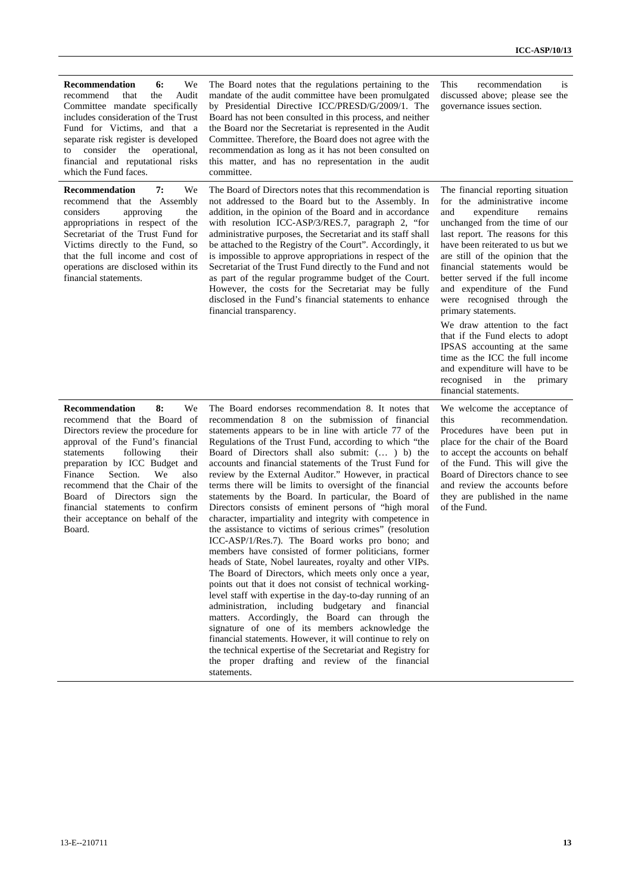| | | |
|---|---|---|
| **Recommendation 6:** We recommend that the Audit Committee mandate specifically includes consideration of the Trust Fund for Victims, and that a separate risk register is developed to consider the operational, financial and reputational risks which the Fund faces. | The Board notes that the regulations pertaining to the mandate of the audit committee have been promulgated by Presidential Directive ICC/PRESD/G/2009/1. The Board has not been consulted in this process, and neither the Board nor the Secretariat is represented in the Audit Committee. Therefore, the Board does not agree with the recommendation as long as it has not been consulted on this matter, and has no representation in the audit committee. | This recommendation is discussed above; please see the governance issues section. |
| **Recommendation 7:** We recommend that the Assembly considers approving the appropriations in respect of the Secretariat of the Trust Fund for Victims directly to the Fund, so that the full income and cost of operations are disclosed within its financial statements. | The Board of Directors notes that this recommendation is not addressed to the Board but to the Assembly. In addition, in the opinion of the Board and in accordance with resolution ICC-ASP/3/RES.7, paragraph 2, "for administrative purposes, the Secretariat and its staff shall be attached to the Registry of the Court". Accordingly, it is impossible to approve appropriations in respect of the Secretariat of the Trust Fund directly to the Fund and not as part of the regular programme budget of the Court. However, the costs for the Secretariat may be fully disclosed in the Fund's financial statements to enhance financial transparency. | The financial reporting situation for the administrative income and expenditure remains unchanged from the time of our last report. The reasons for this have been reiterated to us but we are still of the opinion that the financial statements would be better served if the full income and expenditure of the Fund were recognised through the primary statements.<br><br>We draw attention to the fact that if the Fund elects to adopt IPSAS accounting at the same time as the ICC the full income and expenditure will have to be recognised in the primary financial statements. |
| **Recommendation 8:** We recommend that the Board of Directors review the procedure for approval of the Fund's financial statements following their preparation by ICC Budget and Finance Section. We also recommend that the Chair of the Board of Directors sign the financial statements to confirm their acceptance on behalf of the Board. | The Board endorses recommendation 8. It notes that recommendation 8 on the submission of financial statements appears to be in line with article 77 of the Regulations of the Trust Fund, according to which "the Board of Directors shall also submit: (… ) b) the accounts and financial statements of the Trust Fund for review by the External Auditor." However, in practical terms there will be limits to oversight of the financial statements by the Board. In particular, the Board of Directors consists of eminent persons of "high moral character, impartiality and integrity with competence in the assistance to victims of serious crimes" (resolution ICC-ASP/1/Res.7). The Board works pro bono; and members have consisted of former politicians, former heads of State, Nobel laureates, royalty and other VIPs. The Board of Directors, which meets only once a year, points out that it does not consist of technical working-level staff with expertise in the day-to-day running of an administration, including budgetary and financial matters. Accordingly, the Board can through the signature of one of its members acknowledge the financial statements. However, it will continue to rely on the technical expertise of the Secretariat and Registry for the proper drafting and review of the financial statements. | We welcome the acceptance of this recommendation. Procedures have been put in place for the chair of the Board to accept the accounts on behalf of the Fund. This will give the Board of Directors chance to see and review the accounts before they are published in the name of the Fund. |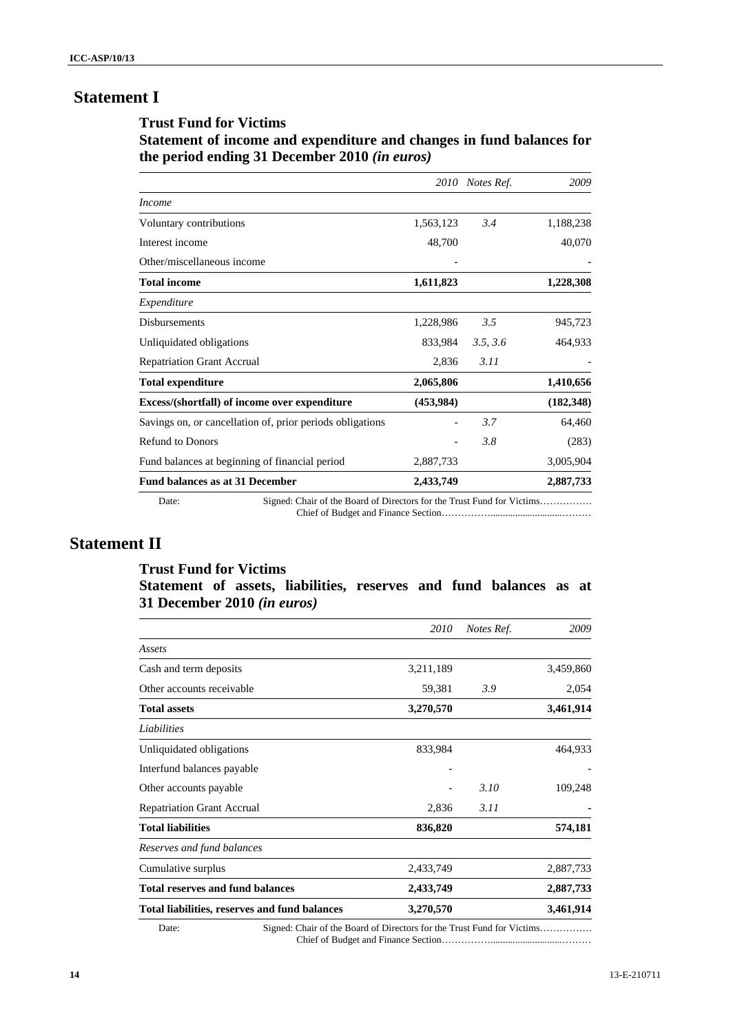# Statement I

## Trust Fund for Victims

## Statement of income and expenditure and changes in fund balances for the period ending 31 December 2010 *(in euros)*

| | *2010* | *Notes Ref.* | *2009* |
|---|---|---|---|
| *Income* | | | |
| Voluntary contributions | 1,563,123 | *3.4* | 1,188,238 |
| Interest income | 48,700 | | 40,070 |
| Other/miscellaneous income | - | | - |
| **Total income** | **1,611,823** | | **1,228,308** |
| *Expenditure* | | | |
| Disbursements | 1,228,986 | *3.5* | 945,723 |
| Unliquidated obligations | 833,984 | *3.5, 3.6* | 464,933 |
| Repatriation Grant Accrual | 2,836 | *3.11* | - |
| **Total expenditure** | **2,065,806** | | **1,410,656** |
| **Excess/(shortfall) of income over expenditure** | **(453,984)** | | **(182,348)** |
| Savings on, or cancellation of, prior periods obligations | - | *3.7* | 64,460 |
| Refund to Donors | - | *3.8* | (283) |
| Fund balances at beginning of financial period | 2,887,733 | | 3,005,904 |
| **Fund balances as at 31 December** | **2,433,749** | | **2,887,733** |

Date: Signed: Chair of the Board of Directors for the Trust Fund for Victims……………
Chief of Budget and Finance Section…………….........................………

# Statement II

## Trust Fund for Victims

## Statement of assets, liabilities, reserves and fund balances as at 31 December 2010 *(in euros)*

| | *2010* | *Notes Ref.* | *2009* |
|---|---|---|---|
| *Assets* | | | |
| Cash and term deposits | 3,211,189 | | 3,459,860 |
| Other accounts receivable | 59,381 | *3.9* | 2,054 |
| **Total assets** | **3,270,570** | | **3,461,914** |
| *Liabilities* | | | |
| Unliquidated obligations | 833,984 | | 464,933 |
| Interfund balances payable | - | | - |
| Other accounts payable | - | *3.10* | 109,248 |
| Repatriation Grant Accrual | 2,836 | *3.11* | **-** |
| **Total liabilities** | **836,820** | | **574,181** |
| *Reserves and fund balances* | | | |
| Cumulative surplus | 2,433,749 | | 2,887,733 |
| **Total reserves and fund balances** | **2,433,749** | | **2,887,733** |
| **Total liabilities, reserves and fund balances** | **3,270,570** | | **3,461,914** |

Date: Signed: Chair of the Board of Directors for the Trust Fund for Victims……………
Chief of Budget and Finance Section…………….........................………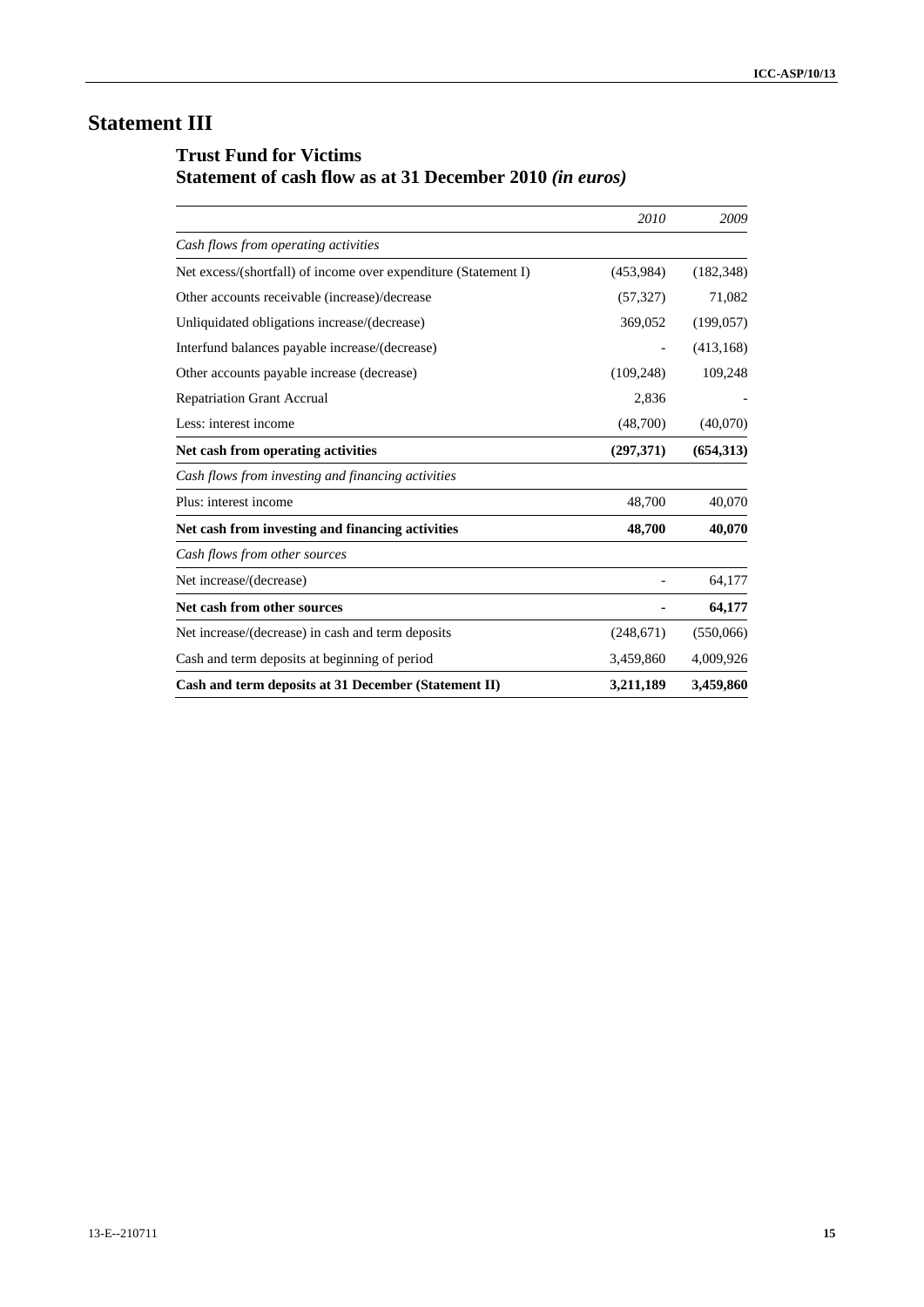# Statement III

## Trust Fund for Victims
## Statement of cash flow as at 31 December 2010 *(in euros)*

| | *2010* | *2009* |
|---|---:|---:|
| *Cash flows from operating activities* | | |
| Net excess/(shortfall) of income over expenditure (Statement I) | (453,984) | (182,348) |
| Other accounts receivable (increase)/decrease | (57,327) | 71,082 |
| Unliquidated obligations increase/(decrease) | 369,052 | (199,057) |
| Interfund balances payable increase/(decrease) | - | (413,168) |
| Other accounts payable increase (decrease) | (109,248) | 109,248 |
| Repatriation Grant Accrual | 2,836 | - |
| Less: interest income | (48,700) | (40,070) |
| **Net cash from operating activities** | **(297,371)** | **(654,313)** |
| *Cash flows from investing and financing activities* | | |
| Plus: interest income | 48,700 | 40,070 |
| **Net cash from investing and financing activities** | **48,700** | **40,070** |
| *Cash flows from other sources* | | |
| Net increase/(decrease) | - | 64,177 |
| **Net cash from other sources** | **-** | **64,177** |
| Net increase/(decrease) in cash and term deposits | (248,671) | (550,066) |
| Cash and term deposits at beginning of period | 3,459,860 | 4,009,926 |
| **Cash and term deposits at 31 December (Statement II)** | **3,211,189** | **3,459,860** |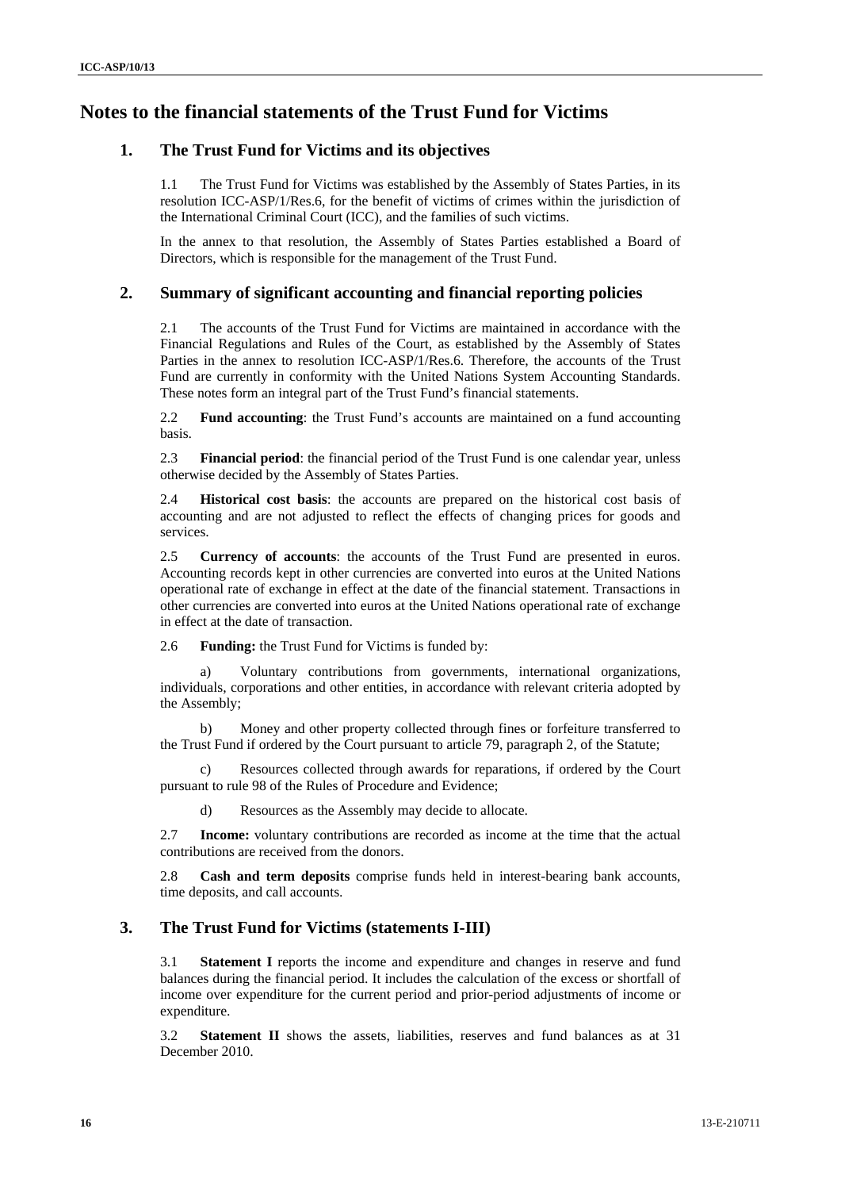# Notes to the financial statements of the Trust Fund for Victims

## 1. The Trust Fund for Victims and its objectives

1.1 The Trust Fund for Victims was established by the Assembly of States Parties, in its resolution ICC-ASP/1/Res.6, for the benefit of victims of crimes within the jurisdiction of the International Criminal Court (ICC), and the families of such victims.

In the annex to that resolution, the Assembly of States Parties established a Board of Directors, which is responsible for the management of the Trust Fund.

## 2. Summary of significant accounting and financial reporting policies

2.1 The accounts of the Trust Fund for Victims are maintained in accordance with the Financial Regulations and Rules of the Court, as established by the Assembly of States Parties in the annex to resolution ICC-ASP/1/Res.6. Therefore, the accounts of the Trust Fund are currently in conformity with the United Nations System Accounting Standards. These notes form an integral part of the Trust Fund's financial statements.

2.2 **Fund accounting**: the Trust Fund's accounts are maintained on a fund accounting basis.

2.3 **Financial period**: the financial period of the Trust Fund is one calendar year, unless otherwise decided by the Assembly of States Parties.

2.4 **Historical cost basis**: the accounts are prepared on the historical cost basis of accounting and are not adjusted to reflect the effects of changing prices for goods and services.

2.5 **Currency of accounts**: the accounts of the Trust Fund are presented in euros. Accounting records kept in other currencies are converted into euros at the United Nations operational rate of exchange in effect at the date of the financial statement. Transactions in other currencies are converted into euros at the United Nations operational rate of exchange in effect at the date of transaction.

2.6 **Funding:** the Trust Fund for Victims is funded by:

a) Voluntary contributions from governments, international organizations, individuals, corporations and other entities, in accordance with relevant criteria adopted by the Assembly;

b) Money and other property collected through fines or forfeiture transferred to the Trust Fund if ordered by the Court pursuant to article 79, paragraph 2, of the Statute;

c) Resources collected through awards for reparations, if ordered by the Court pursuant to rule 98 of the Rules of Procedure and Evidence;

d) Resources as the Assembly may decide to allocate.

2.7 **Income:** voluntary contributions are recorded as income at the time that the actual contributions are received from the donors.

2.8 **Cash and term deposits** comprise funds held in interest-bearing bank accounts, time deposits, and call accounts.

## 3. The Trust Fund for Victims (statements I-III)

3.1 **Statement I** reports the income and expenditure and changes in reserve and fund balances during the financial period. It includes the calculation of the excess or shortfall of income over expenditure for the current period and prior-period adjustments of income or expenditure.

3.2 **Statement II** shows the assets, liabilities, reserves and fund balances as at 31 December 2010.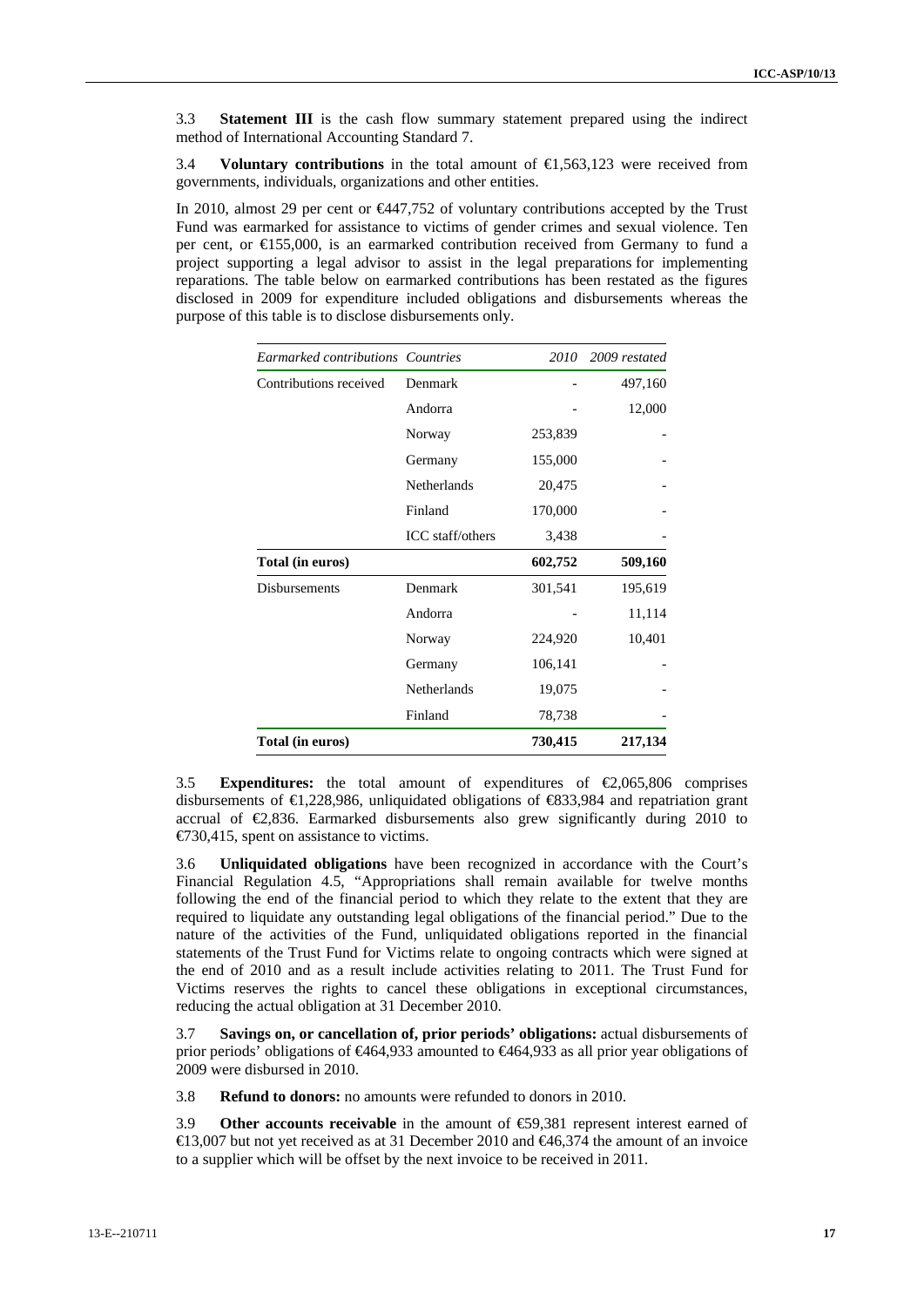3.3 **Statement III** is the cash flow summary statement prepared using the indirect method of International Accounting Standard 7.

3.4 **Voluntary contributions** in the total amount of €1,563,123 were received from governments, individuals, organizations and other entities.

In 2010, almost 29 per cent or €447,752 of voluntary contributions accepted by the Trust Fund was earmarked for assistance to victims of gender crimes and sexual violence. Ten per cent, or €155,000, is an earmarked contribution received from Germany to fund a project supporting a legal advisor to assist in the legal preparations for implementing reparations. The table below on earmarked contributions has been restated as the figures disclosed in 2009 for expenditure included obligations and disbursements whereas the purpose of this table is to disclose disbursements only.

| *Earmarked contributions* | *Countries* | *2010* | *2009 restated* |
|---|---|---|---|
| Contributions received | Denmark | - | 497,160 |
| | Andorra | - | 12,000 |
| | Norway | 253,839 | - |
| | Germany | 155,000 | - |
| | Netherlands | 20,475 | - |
| | Finland | 170,000 | - |
| | ICC staff/others | 3,438 | - |
| **Total (in euros)** | | **602,752** | **509,160** |
| Disbursements | Denmark | 301,541 | 195,619 |
| | Andorra | - | 11,114 |
| | Norway | 224,920 | 10,401 |
| | Germany | 106,141 | - |
| | Netherlands | 19,075 | - |
| | Finland | 78,738 | - |
| **Total (in euros)** | | **730,415** | **217,134** |

3.5 **Expenditures:** the total amount of expenditures of €2,065,806 comprises disbursements of €1,228,986, unliquidated obligations of €833,984 and repatriation grant accrual of €2,836. Earmarked disbursements also grew significantly during 2010 to €730,415, spent on assistance to victims.

3.6 **Unliquidated obligations** have been recognized in accordance with the Court's Financial Regulation 4.5, "Appropriations shall remain available for twelve months following the end of the financial period to which they relate to the extent that they are required to liquidate any outstanding legal obligations of the financial period." Due to the nature of the activities of the Fund, unliquidated obligations reported in the financial statements of the Trust Fund for Victims relate to ongoing contracts which were signed at the end of 2010 and as a result include activities relating to 2011. The Trust Fund for Victims reserves the rights to cancel these obligations in exceptional circumstances, reducing the actual obligation at 31 December 2010.

3.7 **Savings on, or cancellation of, prior periods' obligations:** actual disbursements of prior periods' obligations of €464,933 amounted to €464,933 as all prior year obligations of 2009 were disbursed in 2010.

3.8 **Refund to donors:** no amounts were refunded to donors in 2010.

3.9 **Other accounts receivable** in the amount of €59,381 represent interest earned of €13,007 but not yet received as at 31 December 2010 and €46,374 the amount of an invoice to a supplier which will be offset by the next invoice to be received in 2011.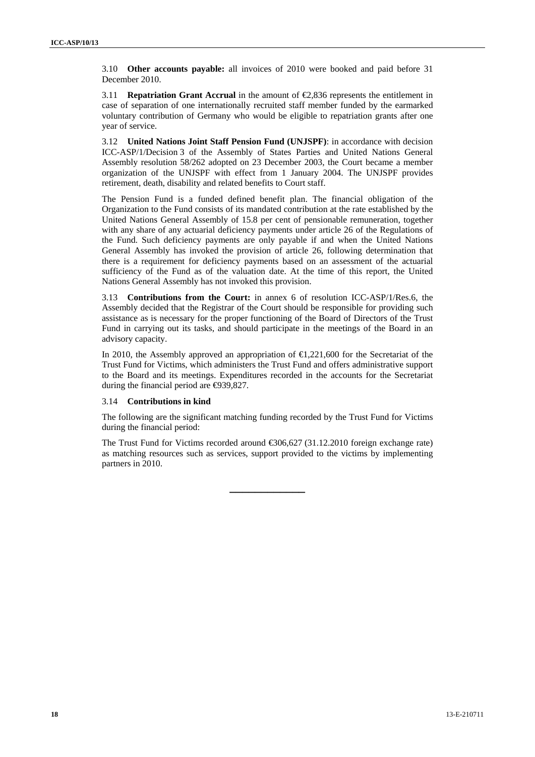3.10 **Other accounts payable:** all invoices of 2010 were booked and paid before 31 December 2010.

3.11 **Repatriation Grant Accrual** in the amount of €2,836 represents the entitlement in case of separation of one internationally recruited staff member funded by the earmarked voluntary contribution of Germany who would be eligible to repatriation grants after one year of service.

3.12 **United Nations Joint Staff Pension Fund (UNJSPF)**: in accordance with decision ICC-ASP/1/Decision 3 of the Assembly of States Parties and United Nations General Assembly resolution 58/262 adopted on 23 December 2003, the Court became a member organization of the UNJSPF with effect from 1 January 2004. The UNJSPF provides retirement, death, disability and related benefits to Court staff.

The Pension Fund is a funded defined benefit plan. The financial obligation of the Organization to the Fund consists of its mandated contribution at the rate established by the United Nations General Assembly of 15.8 per cent of pensionable remuneration, together with any share of any actuarial deficiency payments under article 26 of the Regulations of the Fund. Such deficiency payments are only payable if and when the United Nations General Assembly has invoked the provision of article 26, following determination that there is a requirement for deficiency payments based on an assessment of the actuarial sufficiency of the Fund as of the valuation date. At the time of this report, the United Nations General Assembly has not invoked this provision.

3.13 **Contributions from the Court:** in annex 6 of resolution ICC-ASP/1/Res.6, the Assembly decided that the Registrar of the Court should be responsible for providing such assistance as is necessary for the proper functioning of the Board of Directors of the Trust Fund in carrying out its tasks, and should participate in the meetings of the Board in an advisory capacity.

In 2010, the Assembly approved an appropriation of €1,221,600 for the Secretariat of the Trust Fund for Victims, which administers the Trust Fund and offers administrative support to the Board and its meetings. Expenditures recorded in the accounts for the Secretariat during the financial period are €939,827.

3.14 **Contributions in kind**

The following are the significant matching funding recorded by the Trust Fund for Victims during the financial period:

The Trust Fund for Victims recorded around €306,627 (31.12.2010 foreign exchange rate) as matching resources such as services, support provided to the victims by implementing partners in 2010.